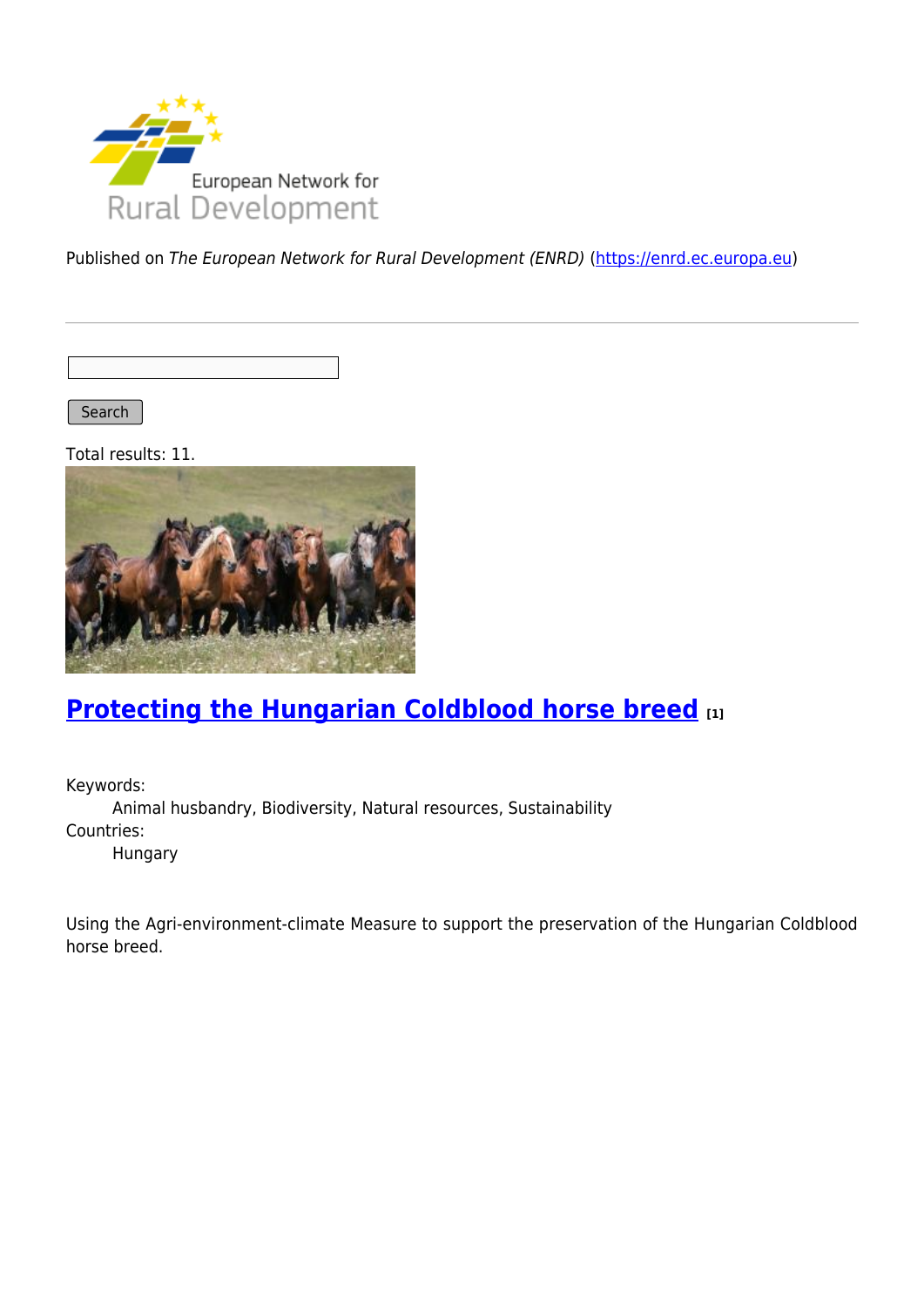Published on *The European Network for Rural Development (ENRD)* (https://enrd.ec.europa.eu)

Search

Total results: 11.

## Protecting the Hungarian Coldblood horse breed [1]

Keywords:
Animal husbandry, Biodiversity, Natural resources, Sustainability

Countries:
Hungary

Using the Agri-environment-climate Measure to support the preservation of the Hungarian Coldblood horse breed.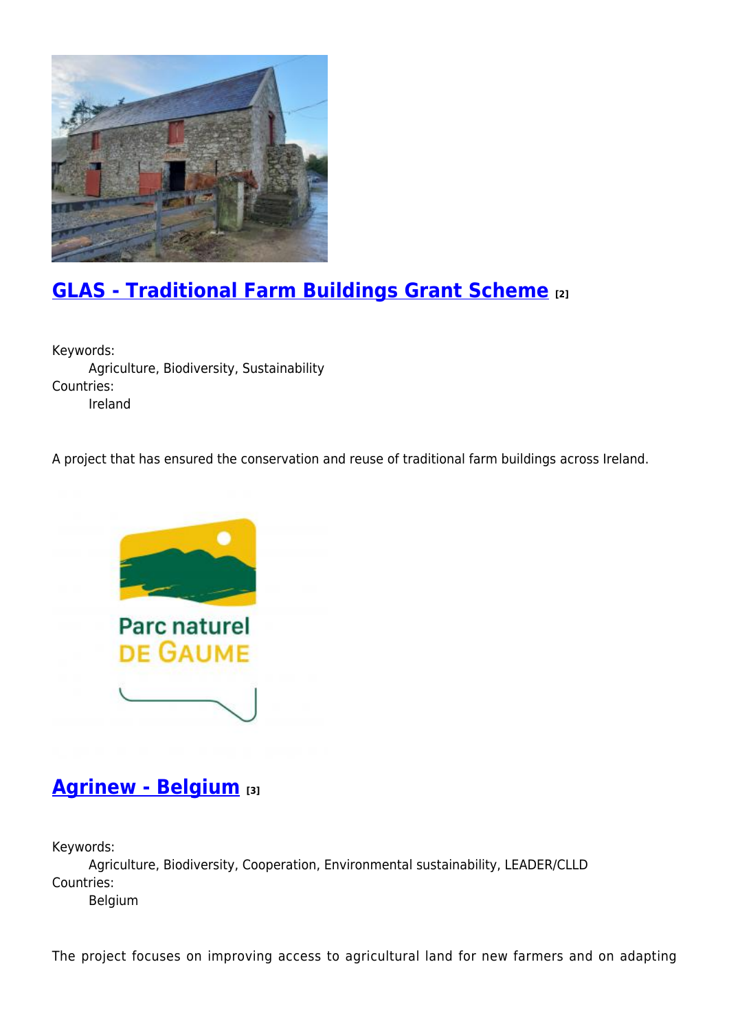## GLAS - Traditional Farm Buildings Grant Scheme [2]

Keywords:
Agriculture, Biodiversity, Sustainability
Countries:
Ireland

A project that has ensured the conservation and reuse of traditional farm buildings across Ireland.

## Agrinew - Belgium [3]

Keywords:
Agriculture, Biodiversity, Cooperation, Environmental sustainability, LEADER/CLLD
Countries:
Belgium

The project focuses on improving access to agricultural land for new farmers and on adapting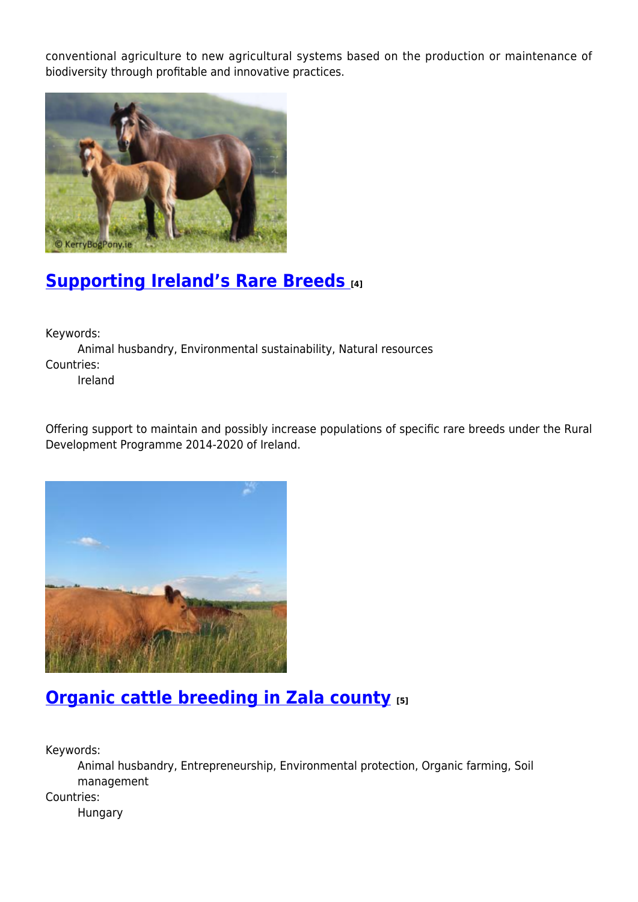conventional agriculture to new agricultural systems based on the production or maintenance of biodiversity through profitable and innovative practices.

## Supporting Ireland's Rare Breeds [4]

Keywords:
Animal husbandry, Environmental sustainability, Natural resources
Countries:
Ireland

Offering support to maintain and possibly increase populations of specific rare breeds under the Rural Development Programme 2014-2020 of Ireland.

## Organic cattle breeding in Zala county [5]

Keywords:
Animal husbandry, Entrepreneurship, Environmental protection, Organic farming, Soil management
Countries:
Hungary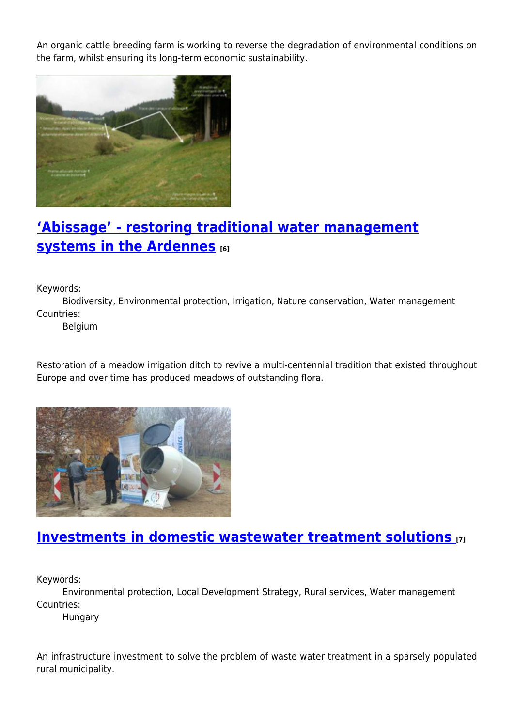An organic cattle breeding farm is working to reverse the degradation of environmental conditions on the farm, whilst ensuring its long-term economic sustainability.

## 'Abissage' - restoring traditional water management systems in the Ardennes [6]

Keywords:
  Biodiversity, Environmental protection, Irrigation, Nature conservation, Water management
Countries:
  Belgium

Restoration of a meadow irrigation ditch to revive a multi-centennial tradition that existed throughout Europe and over time has produced meadows of outstanding flora.

## Investments in domestic wastewater treatment solutions [7]

Keywords:
  Environmental protection, Local Development Strategy, Rural services, Water management
Countries:
  Hungary

An infrastructure investment to solve the problem of waste water treatment in a sparsely populated rural municipality.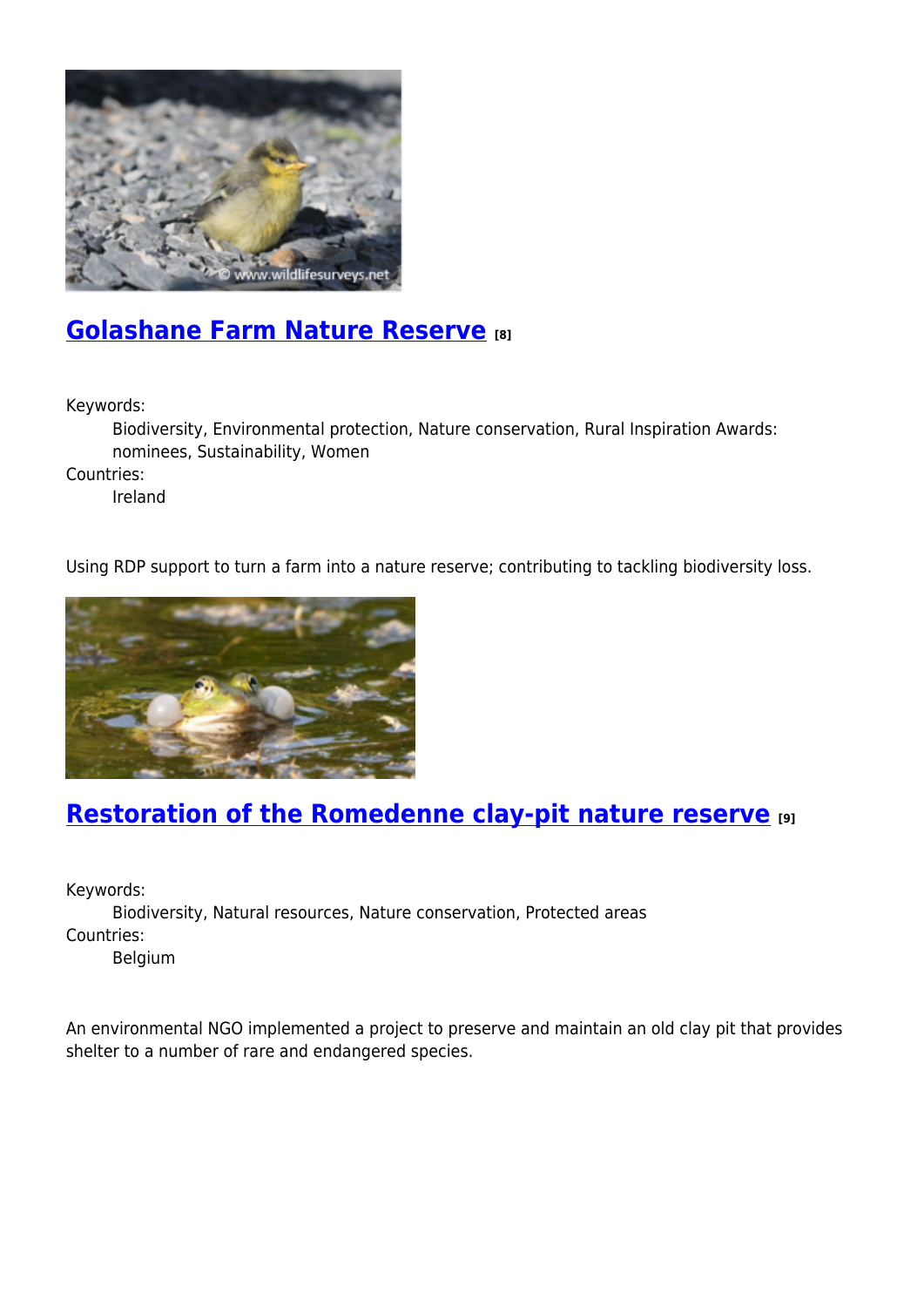## Golashane Farm Nature Reserve [8]

Keywords:
Biodiversity, Environmental protection, Nature conservation, Rural Inspiration Awards: nominees, Sustainability, Women

Countries:
Ireland

Using RDP support to turn a farm into a nature reserve; contributing to tackling biodiversity loss.

## Restoration of the Romedenne clay-pit nature reserve [9]

Keywords:
Biodiversity, Natural resources, Nature conservation, Protected areas

Countries:
Belgium

An environmental NGO implemented a project to preserve and maintain an old clay pit that provides shelter to a number of rare and endangered species.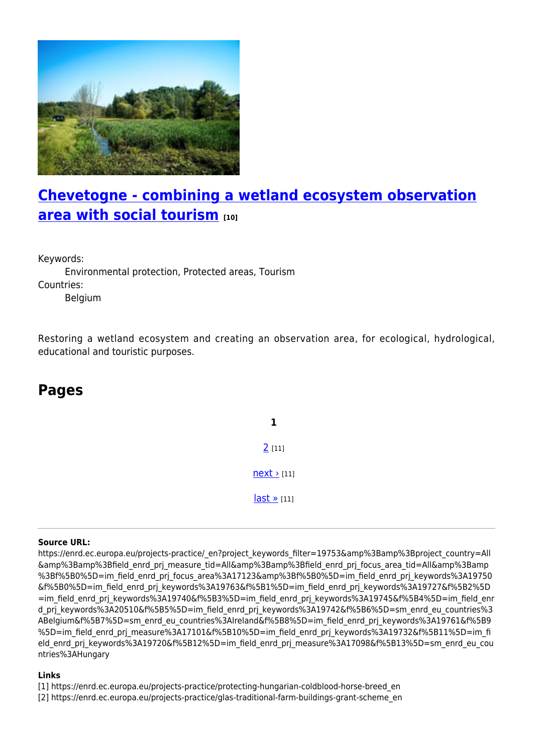## Chevetogne - combining a wetland ecosystem observation area with social tourism [10]

Keywords:
Environmental protection, Protected areas, Tourism

Countries:
Belgium

Restoring a wetland ecosystem and creating an observation area, for ecological, hydrological, educational and touristic purposes.

## Pages

**1**

2 [11]

next › [11]

last » [11]

---

**Source URL:** https://enrd.ec.europa.eu/projects-practice/_en?project_keywords_filter=19753&amp%3Bamp%3Bproject_country=All&amp%3Bamp%3Bfield_enrd_prj_measure_tid=All&amp%3Bamp%3Bfield_enrd_prj_focus_area_tid=All&amp%3Bamp%3Bf%5B0%5D=im_field_enrd_prj_focus_area%3A17123&amp%3Bf%5B0%5D=im_field_enrd_prj_keywords%3A19750&f%5B0%5D=im_field_enrd_prj_keywords%3A19763&f%5B1%5D=im_field_enrd_prj_keywords%3A19727&f%5B2%5D=im_field_enrd_prj_keywords%3A19740&f%5B3%5D=im_field_enrd_prj_keywords%3A19745&f%5B4%5D=im_field_enrd_prj_keywords%3A20510&f%5B5%5D=im_field_enrd_prj_keywords%3A19742&f%5B6%5D=sm_enrd_eu_countries%3AIreland&f%5B7%5D=sm_enrd_eu_countries%3ABelgium&f%5B8%5D=im_field_enrd_prj_keywords%3A19761&f%5B9%5D=im_field_enrd_prj_measure%3A17101&f%5B10%5D=im_field_enrd_prj_keywords%3A19732&f%5B11%5D=im_field_enrd_prj_keywords%3A19720&f%5B12%5D=im_field_enrd_prj_measure%3A17098&f%5B13%5D=sm_enrd_eu_countries%3AHungary

**Links**
[1] https://enrd.ec.europa.eu/projects-practice/protecting-hungarian-coldblood-horse-breed_en
[2] https://enrd.ec.europa.eu/projects-practice/glas-traditional-farm-buildings-grant-scheme_en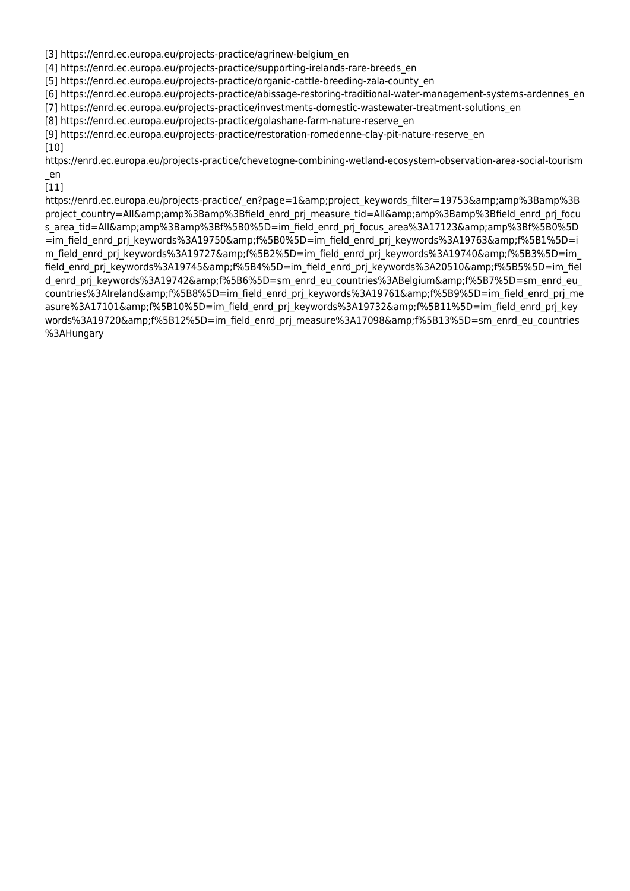[3] https://enrd.ec.europa.eu/projects-practice/agrinew-belgium_en

[4] https://enrd.ec.europa.eu/projects-practice/supporting-irelands-rare-breeds_en

[5] https://enrd.ec.europa.eu/projects-practice/organic-cattle-breeding-zala-county_en

[6] https://enrd.ec.europa.eu/projects-practice/abissage-restoring-traditional-water-management-systems-ardennes_en

[7] https://enrd.ec.europa.eu/projects-practice/investments-domestic-wastewater-treatment-solutions_en

[8] https://enrd.ec.europa.eu/projects-practice/golashane-farm-nature-reserve_en

[9] https://enrd.ec.europa.eu/projects-practice/restoration-romedenne-clay-pit-nature-reserve_en

[10] https://enrd.ec.europa.eu/projects-practice/chevetogne-combining-wetland-ecosystem-observation-area-social-tourism_en

[11] https://enrd.ec.europa.eu/projects-practice/_en?page=1&amp;project_keywords_filter=19753&amp;amp%3Bamp%3Bproject_country=All&amp;amp%3Bamp%3Bfield_enrd_prj_measure_tid=All&amp;amp%3Bamp%3Bfield_enrd_prj_focus_area_tid=All&amp;amp%3Bamp%3Bf%5B0%5D=im_field_enrd_prj_focus_area%3A17123&amp;amp%3Bf%5B0%5D=im_field_enrd_prj_keywords%3A19750&amp;f%5B0%5D=im_field_enrd_prj_keywords%3A19763&amp;f%5B1%5D=im_field_enrd_prj_keywords%3A19727&amp;f%5B2%5D=im_field_enrd_prj_keywords%3A19740&amp;f%5B3%5D=im_field_enrd_prj_keywords%3A19745&amp;f%5B4%5D=im_field_enrd_prj_keywords%3A20510&amp;f%5B5%5D=im_field_enrd_prj_keywords%3A19742&amp;f%5B6%5D=sm_enrd_eu_countries%3ABelgium&amp;f%5B7%5D=sm_enrd_eu_countries%3AIreland&amp;f%5B8%5D=im_field_enrd_prj_keywords%3A19761&amp;f%5B9%5D=im_field_enrd_prj_measure%3A17101&amp;f%5B10%5D=im_field_enrd_prj_keywords%3A19732&amp;f%5B11%5D=im_field_enrd_prj_keywords%3A19720&amp;f%5B12%5D=im_field_enrd_prj_measure%3A17098&amp;f%5B13%5D=sm_enrd_eu_countries%3AHungary